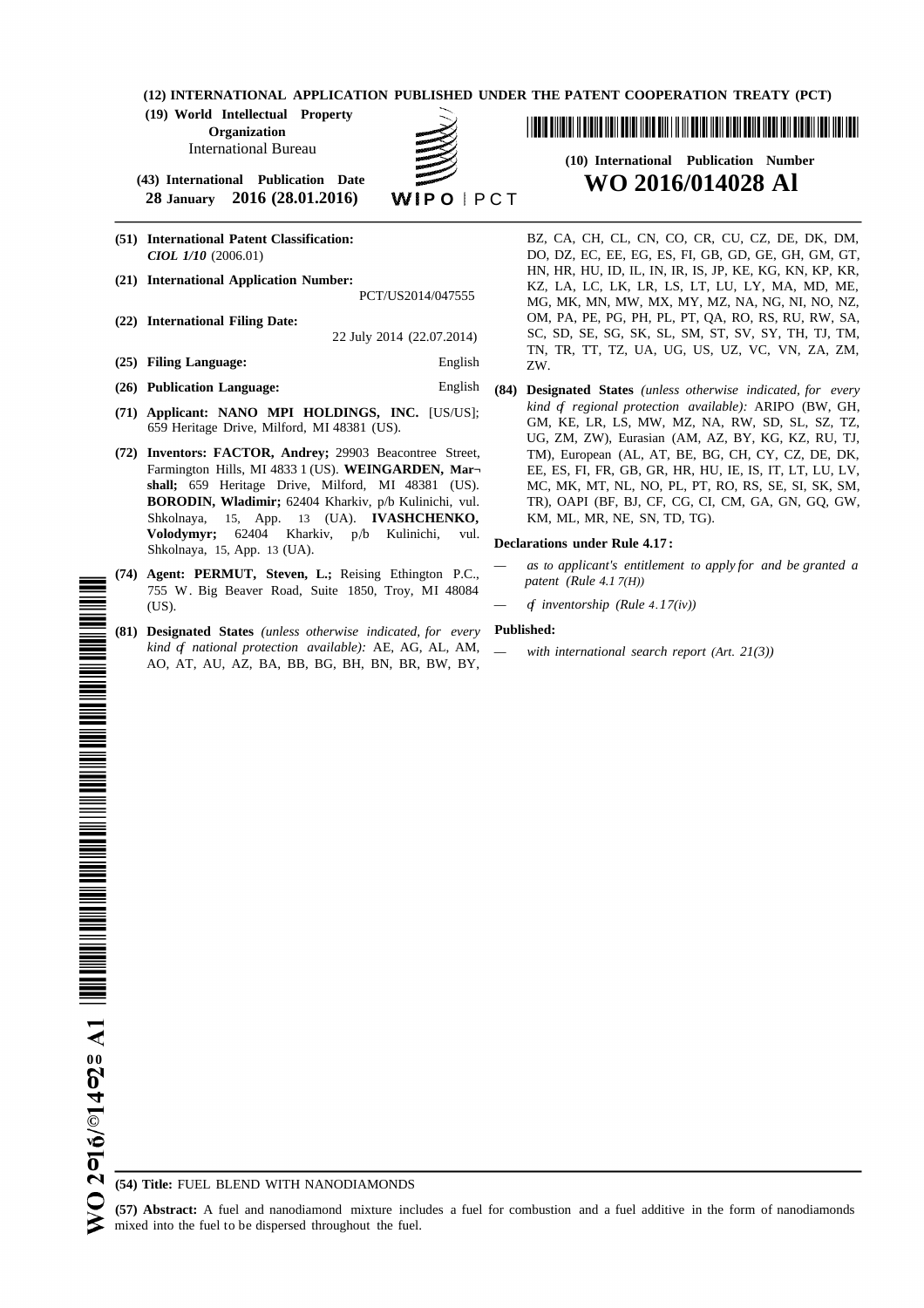(12) INTERNATIONAL APPLICATION PUBLISHED UNDER THE PATENT COOPERATION TREATY (PCT)

(19) World Intellectual Property Organization
International Bureau

(43) International Publication Date
28 January 2016 (28.01.2016)

WIPO | PCT

(10) International Publication Number
**WO 2016/014028 Al**

(51) International Patent Classification:
*CIOL 1/10* (2006.01)

(21) International Application Number:
PCT/US2014/047555

(22) International Filing Date:
22 July 2014 (22.07.2014)

(25) Filing Language: English

(26) Publication Language: English

(71) Applicant: **NANO MPI HOLDINGS, INC.** [US/US]; 659 Heritage Drive, Milford, MI 48381 (US).

(72) Inventors: **FACTOR, Andrey;** 29903 Beacontree Street, Farmington Hills, MI 4833 1 (US). **WEINGARDEN, Marshall;** 659 Heritage Drive, Milford, MI 48381 (US). **BORODIN, Wladimir;** 62404 Kharkiv, p/b Kulinichi, vul. Shkolnaya, 15, App. 13 (UA). **IVASHCHENKO, Volodymyr;** 62404 Kharkiv, p/b Kulinichi, vul. Shkolnaya, 15, App. 13 (UA).

(74) Agent: **PERMUT, Steven, L.;** Reising Ethington P.C., 755 W. Big Beaver Road, Suite 1850, Troy, MI 48084 (US).

(81) Designated States *(unless otherwise indicated, for every kind of national protection available):* AE, AG, AL, AM, AO, AT, AU, AZ, BA, BB, BG, BH, BN, BR, BW, BY, BZ, CA, CH, CL, CN, CO, CR, CU, CZ, DE, DK, DM, DO, DZ, EC, EE, EG, ES, FI, GB, GD, GE, GH, GM, GT, HN, HR, HU, ID, IL, IN, IR, IS, JP, KE, KG, KN, KP, KR, KZ, LA, LC, LK, LR, LS, LT, LU, LY, MA, MD, ME, MG, MK, MN, MW, MX, MY, MZ, NA, NG, NI, NO, NZ, OM, PA, PE, PG, PH, PL, PT, QA, RO, RS, RU, RW, SA, SC, SD, SE, SG, SK, SL, SM, ST, SV, SY, TH, TJ, TM, TN, TR, TT, TZ, UA, UG, US, UZ, VC, VN, ZA, ZM, ZW.

(84) Designated States *(unless otherwise indicated, for every kind of regional protection available):* ARIPO (BW, GH, GM, KE, LR, LS, MW, MZ, NA, RW, SD, SL, SZ, TZ, UG, ZM, ZW), Eurasian (AM, AZ, BY, KG, KZ, RU, TJ, TM), European (AL, AT, BE, BG, CH, CY, CZ, DE, DK, EE, ES, FI, FR, GB, GR, HR, HU, IE, IS, IT, LT, LU, LV, MC, MK, MT, NL, NO, PL, PT, RO, RS, SE, SI, SK, SM, TR), OAPI (BF, BJ, CF, CG, CI, CM, GA, GN, GQ, GW, KM, ML, MR, NE, SN, TD, TG).

**Declarations under Rule 4.17:**

— *as to applicant's entitlement to apply for and be granted a patent (Rule 4.17(ii))*

— *of inventorship (Rule 4.17(iv))*

**Published:**

— *with international search report (Art. 21(3))*

(54) Title: FUEL BLEND WITH NANODIAMONDS

(57) Abstract: A fuel and nanodiamond mixture includes a fuel for combustion and a fuel additive in the form of nanodiamonds mixed into the fuel to be dispersed throughout the fuel.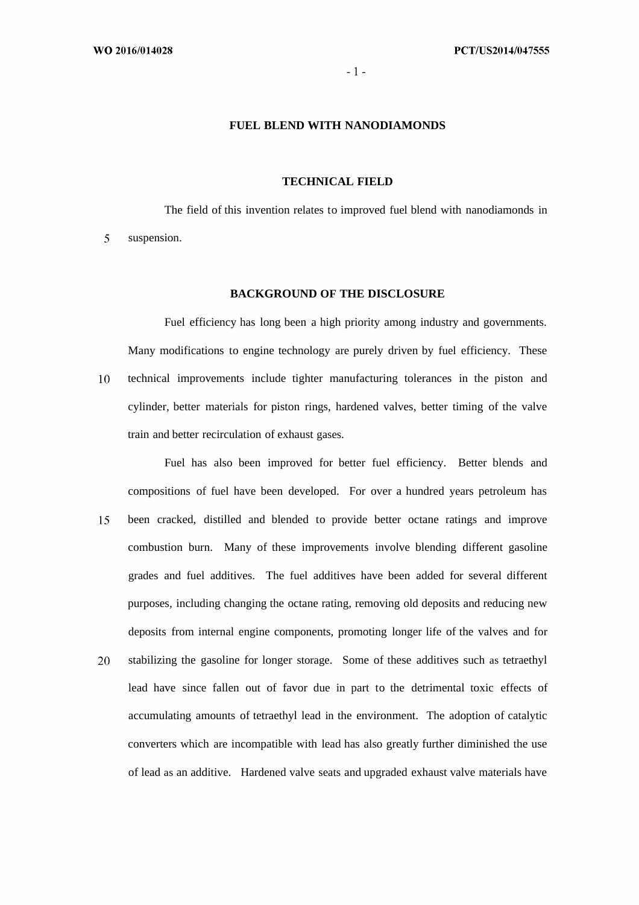# FUEL BLEND WITH NANODIAMONDS

## TECHNICAL FIELD

The field of this invention relates to improved fuel blend with nanodiamonds in suspension.

## BACKGROUND OF THE DISCLOSURE

Fuel efficiency has long been a high priority among industry and governments. Many modifications to engine technology are purely driven by fuel efficiency. These technical improvements include tighter manufacturing tolerances in the piston and cylinder, better materials for piston rings, hardened valves, better timing of the valve train and better recirculation of exhaust gases.

Fuel has also been improved for better fuel efficiency. Better blends and compositions of fuel have been developed. For over a hundred years petroleum has been cracked, distilled and blended to provide better octane ratings and improve combustion burn. Many of these improvements involve blending different gasoline grades and fuel additives. The fuel additives have been added for several different purposes, including changing the octane rating, removing old deposits and reducing new deposits from internal engine components, promoting longer life of the valves and for stabilizing the gasoline for longer storage. Some of these additives such as tetraethyl lead have since fallen out of favor due in part to the detrimental toxic effects of accumulating amounts of tetraethyl lead in the environment. The adoption of catalytic converters which are incompatible with lead has also greatly further diminished the use of lead as an additive. Hardened valve seats and upgraded exhaust valve materials have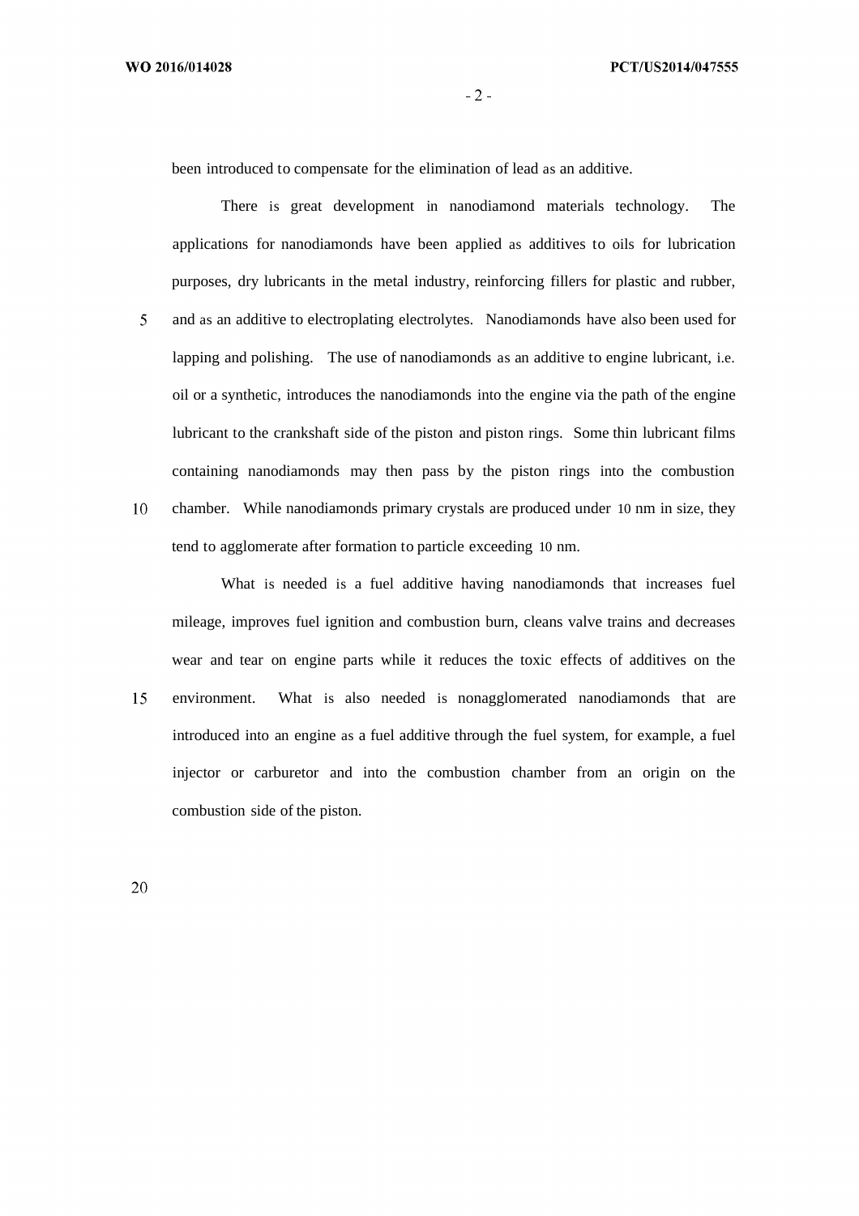been introduced to compensate for the elimination of lead as an additive.

There is great development in nanodiamond materials technology. The applications for nanodiamonds have been applied as additives to oils for lubrication purposes, dry lubricants in the metal industry, reinforcing fillers for plastic and rubber, and as an additive to electroplating electrolytes. Nanodiamonds have also been used for lapping and polishing. The use of nanodiamonds as an additive to engine lubricant, i.e. oil or a synthetic, introduces the nanodiamonds into the engine via the path of the engine lubricant to the crankshaft side of the piston and piston rings. Some thin lubricant films containing nanodiamonds may then pass by the piston rings into the combustion chamber. While nanodiamonds primary crystals are produced under 10 nm in size, they tend to agglomerate after formation to particle exceeding 10 nm.

What is needed is a fuel additive having nanodiamonds that increases fuel mileage, improves fuel ignition and combustion burn, cleans valve trains and decreases wear and tear on engine parts while it reduces the toxic effects of additives on the environment. What is also needed is nonagglomerated nanodiamonds that are introduced into an engine as a fuel additive through the fuel system, for example, a fuel injector or carburetor and into the combustion chamber from an origin on the combustion side of the piston.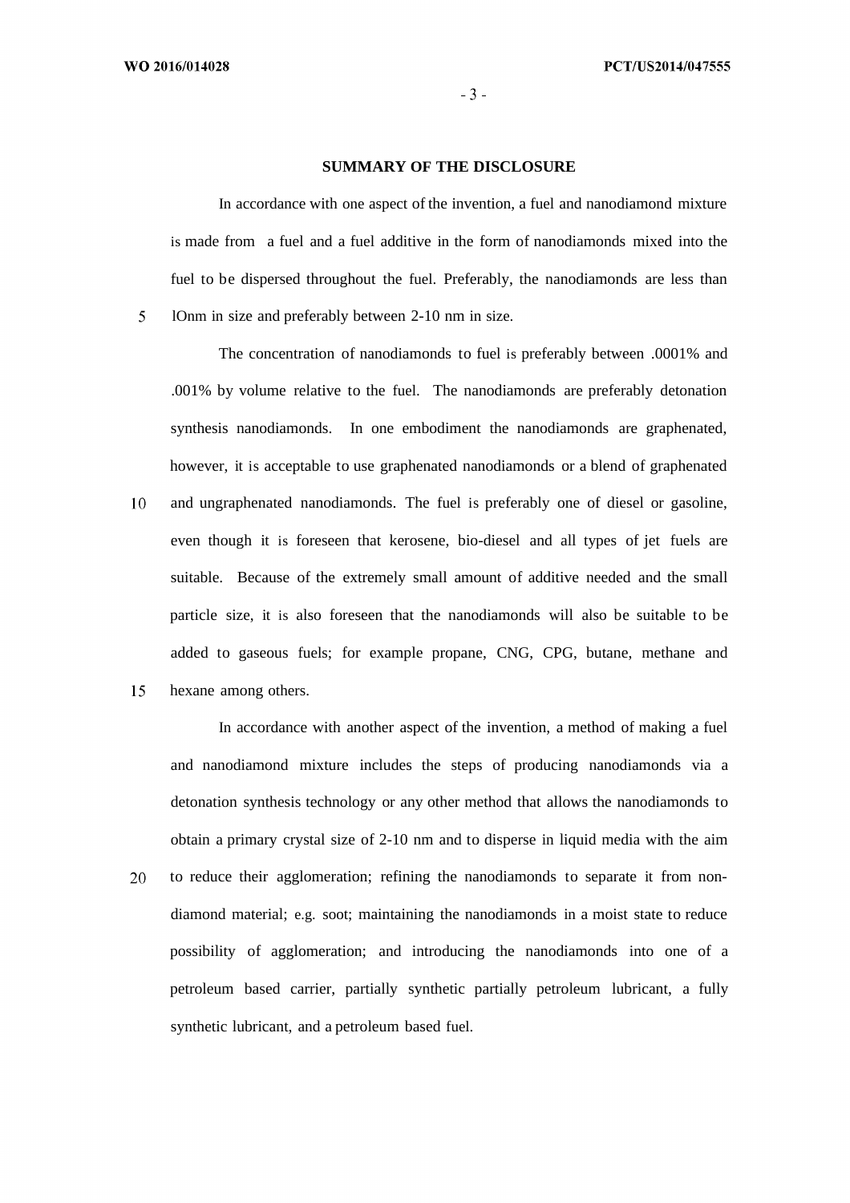## SUMMARY OF THE DISCLOSURE

In accordance with one aspect of the invention, a fuel and nanodiamond mixture is made from a fuel and a fuel additive in the form of nanodiamonds mixed into the fuel to be dispersed throughout the fuel. Preferably, the nanodiamonds are less than lOnm in size and preferably between 2-10 nm in size.

The concentration of nanodiamonds to fuel is preferably between .0001% and .001% by volume relative to the fuel. The nanodiamonds are preferably detonation synthesis nanodiamonds. In one embodiment the nanodiamonds are graphenated, however, it is acceptable to use graphenated nanodiamonds or a blend of graphenated and ungraphenated nanodiamonds. The fuel is preferably one of diesel or gasoline, even though it is foreseen that kerosene, bio-diesel and all types of jet fuels are suitable. Because of the extremely small amount of additive needed and the small particle size, it is also foreseen that the nanodiamonds will also be suitable to be added to gaseous fuels; for example propane, CNG, CPG, butane, methane and hexane among others.

In accordance with another aspect of the invention, a method of making a fuel and nanodiamond mixture includes the steps of producing nanodiamonds via a detonation synthesis technology or any other method that allows the nanodiamonds to obtain a primary crystal size of 2-10 nm and to disperse in liquid media with the aim to reduce their agglomeration; refining the nanodiamonds to separate it from non-diamond material; e.g. soot; maintaining the nanodiamonds in a moist state to reduce possibility of agglomeration; and introducing the nanodiamonds into one of a petroleum based carrier, partially synthetic partially petroleum lubricant, a fully synthetic lubricant, and a petroleum based fuel.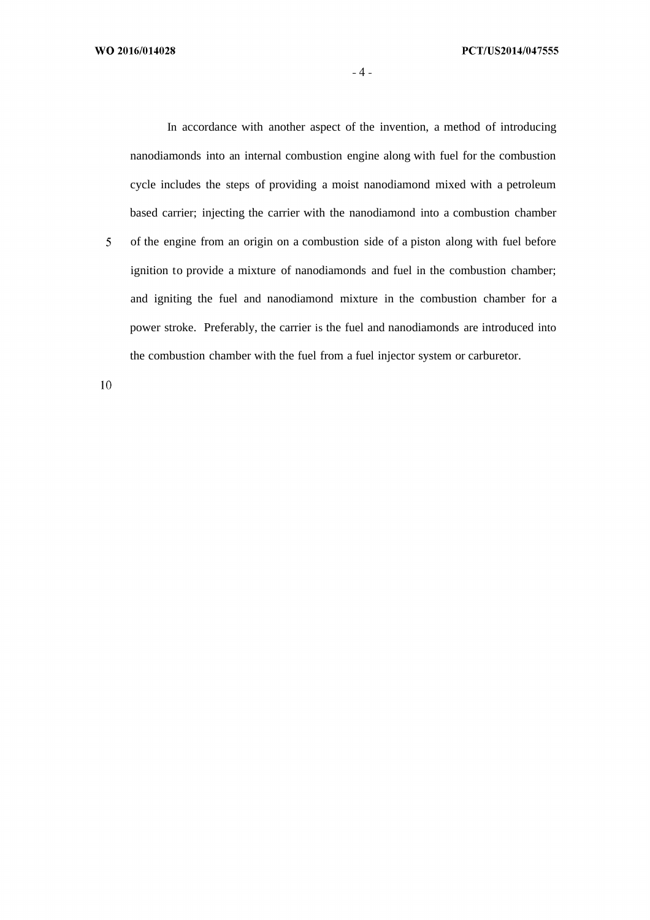In accordance with another aspect of the invention, a method of introducing nanodiamonds into an internal combustion engine along with fuel for the combustion cycle includes the steps of providing a moist nanodiamond mixed with a petroleum based carrier; injecting the carrier with the nanodiamond into a combustion chamber of the engine from an origin on a combustion side of a piston along with fuel before ignition to provide a mixture of nanodiamonds and fuel in the combustion chamber; and igniting the fuel and nanodiamond mixture in the combustion chamber for a power stroke. Preferably, the carrier is the fuel and nanodiamonds are introduced into the combustion chamber with the fuel from a fuel injector system or carburetor.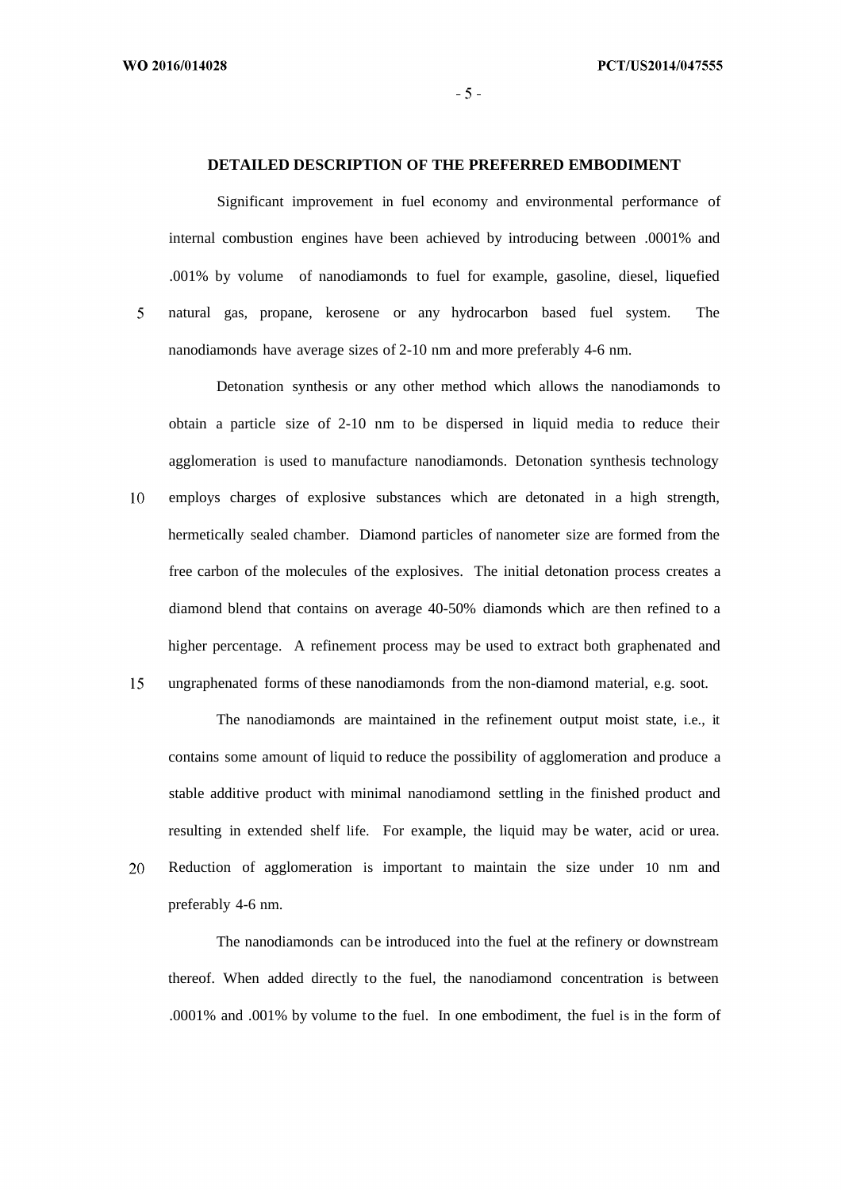## DETAILED DESCRIPTION OF THE PREFERRED EMBODIMENT

Significant improvement in fuel economy and environmental performance of internal combustion engines have been achieved by introducing between .0001% and .001% by volume of nanodiamonds to fuel for example, gasoline, diesel, liquefied natural gas, propane, kerosene or any hydrocarbon based fuel system. The nanodiamonds have average sizes of 2-10 nm and more preferably 4-6 nm.

Detonation synthesis or any other method which allows the nanodiamonds to obtain a particle size of 2-10 nm to be dispersed in liquid media to reduce their agglomeration is used to manufacture nanodiamonds. Detonation synthesis technology employs charges of explosive substances which are detonated in a high strength, hermetically sealed chamber. Diamond particles of nanometer size are formed from the free carbon of the molecules of the explosives. The initial detonation process creates a diamond blend that contains on average 40-50% diamonds which are then refined to a higher percentage. A refinement process may be used to extract both graphenated and ungraphenated forms of these nanodiamonds from the non-diamond material, e.g. soot.

The nanodiamonds are maintained in the refinement output moist state, i.e., it contains some amount of liquid to reduce the possibility of agglomeration and produce a stable additive product with minimal nanodiamond settling in the finished product and resulting in extended shelf life. For example, the liquid may be water, acid or urea. Reduction of agglomeration is important to maintain the size under 10 nm and preferably 4-6 nm.

The nanodiamonds can be introduced into the fuel at the refinery or downstream thereof. When added directly to the fuel, the nanodiamond concentration is between .0001% and .001% by volume to the fuel. In one embodiment, the fuel is in the form of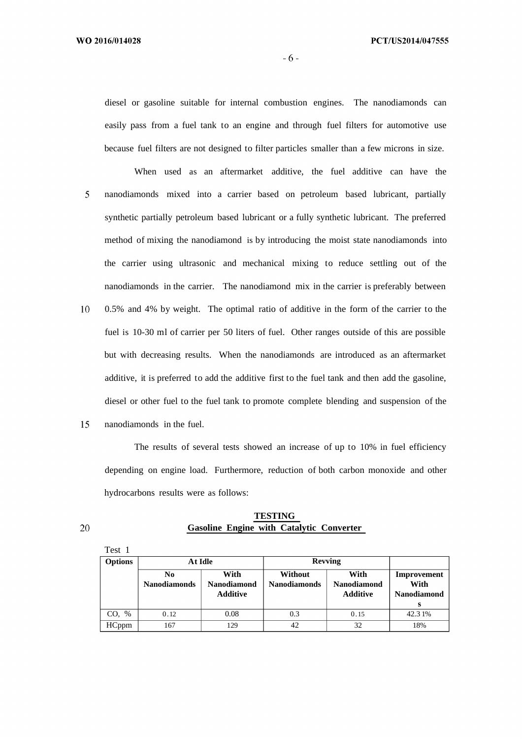diesel or gasoline suitable for internal combustion engines. The nanodiamonds can easily pass from a fuel tank to an engine and through fuel filters for automotive use because fuel filters are not designed to filter particles smaller than a few microns in size.

When used as an aftermarket additive, the fuel additive can have the nanodiamonds mixed into a carrier based on petroleum based lubricant, partially synthetic partially petroleum based lubricant or a fully synthetic lubricant. The preferred method of mixing the nanodiamond is by introducing the moist state nanodiamonds into the carrier using ultrasonic and mechanical mixing to reduce settling out of the nanodiamonds in the carrier. The nanodiamond mix in the carrier is preferably between 0.5% and 4% by weight. The optimal ratio of additive in the form of the carrier to the fuel is 10-30 ml of carrier per 50 liters of fuel. Other ranges outside of this are possible but with decreasing results. When the nanodiamonds are introduced as an aftermarket additive, it is preferred to add the additive first to the fuel tank and then add the gasoline, diesel or other fuel to the fuel tank to promote complete blending and suspension of the nanodiamonds in the fuel.

The results of several tests showed an increase of up to 10% in fuel efficiency depending on engine load. Furthermore, reduction of both carbon monoxide and other hydrocarbons results were as follows:

**TESTING**
**Gasoline Engine with Catalytic Converter**

Test 1

| Options | At Idle | | Revving | | |
|---|---|---|---|---|---|
| | No Nanodiamonds | With Nanodiamond Additive | Without Nanodiamonds | With Nanodiamond Additive | Improvement With Nanodiamonds |
| CO, % | 0.12 | 0.08 | 0.3 | 0.15 | 42.31% |
| HCppm | 167 | 129 | 42 | 32 | 18% |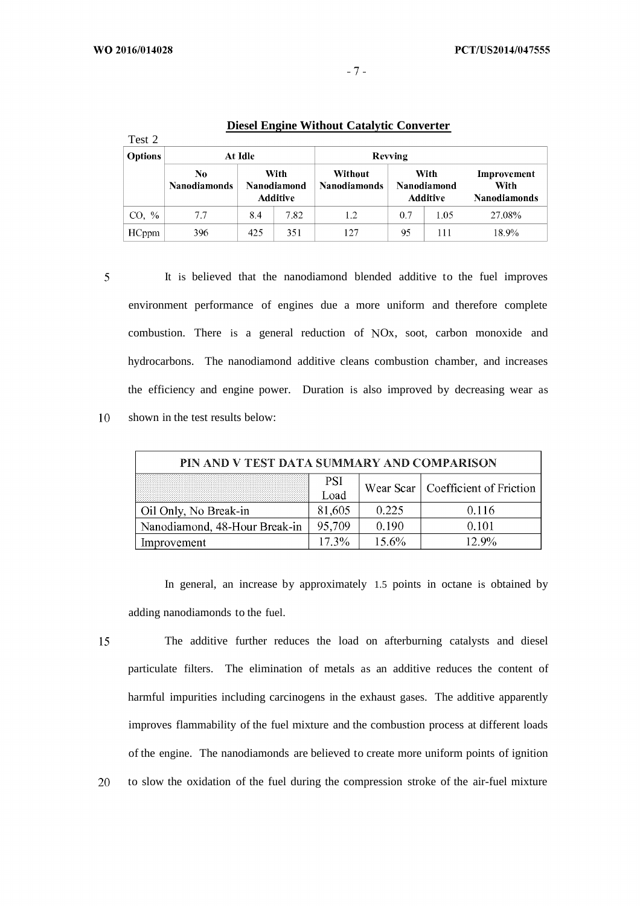**Diesel Engine Without Catalytic Converter**

Test 2

| Options | At Idle | | | Revving | | | |
|---|---|---|---|---|---|---|---|
| | No Nanodiamonds | With Nanodiamond Additive | | Without Nanodiamonds | With Nanodiamond Additive | | Improvement With Nanodiamonds |
| CO, % | 7.7 | 8.4 | 7.82 | 1.2 | 0.7 | 1.05 | 27.08% |
| HCppm | 396 | 425 | 351 | 127 | 95 | 111 | 18.9% |

It is believed that the nanodiamond blended additive to the fuel improves environment performance of engines due a more uniform and therefore complete combustion. There is a general reduction of NOx, soot, carbon monoxide and hydrocarbons. The nanodiamond additive cleans combustion chamber, and increases the efficiency and engine power. Duration is also improved by decreasing wear as shown in the test results below:

| PIN AND V TEST DATA SUMMARY AND COMPARISON | | | |
|---|---|---|---|
| | PSI Load | Wear Scar | Coefficient of Friction |
| Oil Only, No Break-in | 81,605 | 0.225 | 0.116 |
| Nanodiamond, 48-Hour Break-in | 95,709 | 0.190 | 0.101 |
| Improvement | 17.3% | 15.6% | 12.9% |

In general, an increase by approximately 1.5 points in octane is obtained by adding nanodiamonds to the fuel.

The additive further reduces the load on afterburning catalysts and diesel particulate filters. The elimination of metals as an additive reduces the content of harmful impurities including carcinogens in the exhaust gases. The additive apparently improves flammability of the fuel mixture and the combustion process at different loads of the engine. The nanodiamonds are believed to create more uniform points of ignition to slow the oxidation of the fuel during the compression stroke of the air-fuel mixture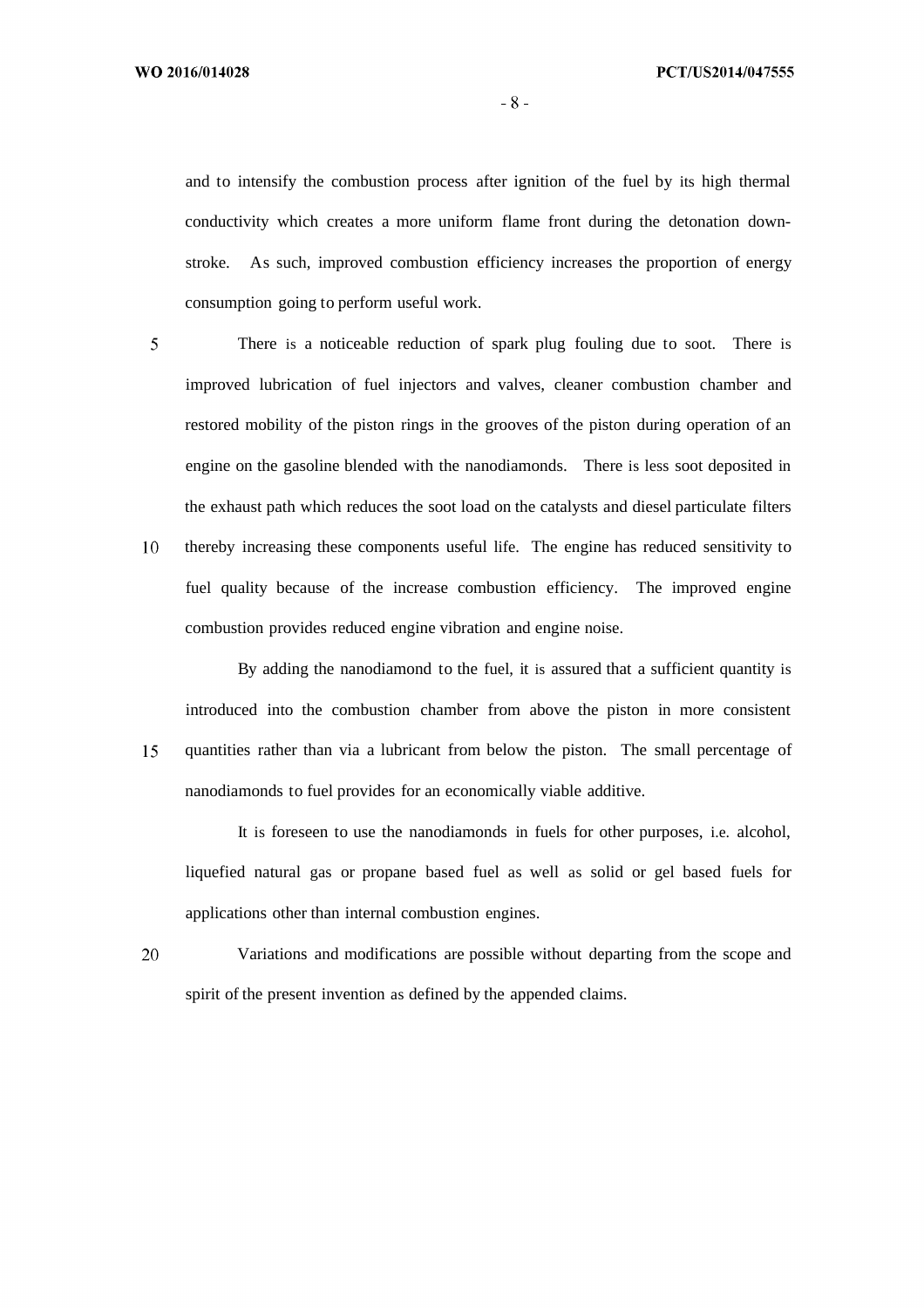and to intensify the combustion process after ignition of the fuel by its high thermal conductivity which creates a more uniform flame front during the detonation down-stroke. As such, improved combustion efficiency increases the proportion of energy consumption going to perform useful work.

There is a noticeable reduction of spark plug fouling due to soot. There is improved lubrication of fuel injectors and valves, cleaner combustion chamber and restored mobility of the piston rings in the grooves of the piston during operation of an engine on the gasoline blended with the nanodiamonds. There is less soot deposited in the exhaust path which reduces the soot load on the catalysts and diesel particulate filters thereby increasing these components useful life. The engine has reduced sensitivity to fuel quality because of the increase combustion efficiency. The improved engine combustion provides reduced engine vibration and engine noise.

By adding the nanodiamond to the fuel, it is assured that a sufficient quantity is introduced into the combustion chamber from above the piston in more consistent quantities rather than via a lubricant from below the piston. The small percentage of nanodiamonds to fuel provides for an economically viable additive.

It is foreseen to use the nanodiamonds in fuels for other purposes, i.e. alcohol, liquefied natural gas or propane based fuel as well as solid or gel based fuels for applications other than internal combustion engines.

Variations and modifications are possible without departing from the scope and spirit of the present invention as defined by the appended claims.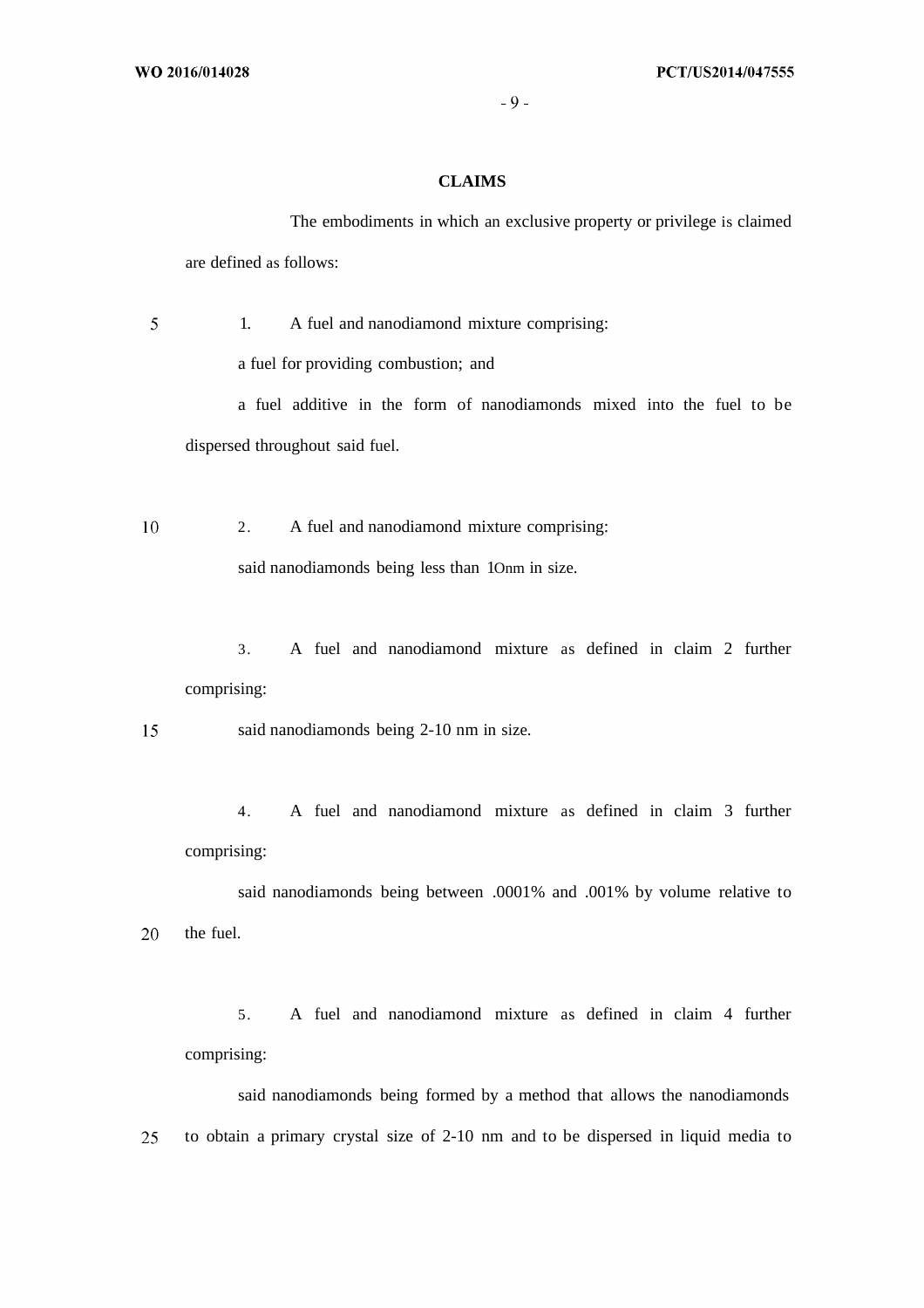## CLAIMS

The embodiments in which an exclusive property or privilege is claimed are defined as follows:

1. A fuel and nanodiamond mixture comprising:

a fuel for providing combustion; and

a fuel additive in the form of nanodiamonds mixed into the fuel to be dispersed throughout said fuel.

2. A fuel and nanodiamond mixture comprising:

said nanodiamonds being less than 10nm in size.

3. A fuel and nanodiamond mixture as defined in claim 2 further comprising:

said nanodiamonds being 2-10 nm in size.

4. A fuel and nanodiamond mixture as defined in claim 3 further comprising:

said nanodiamonds being between .0001% and .001% by volume relative to the fuel.

5. A fuel and nanodiamond mixture as defined in claim 4 further comprising:

said nanodiamonds being formed by a method that allows the nanodiamonds to obtain a primary crystal size of 2-10 nm and to be dispersed in liquid media to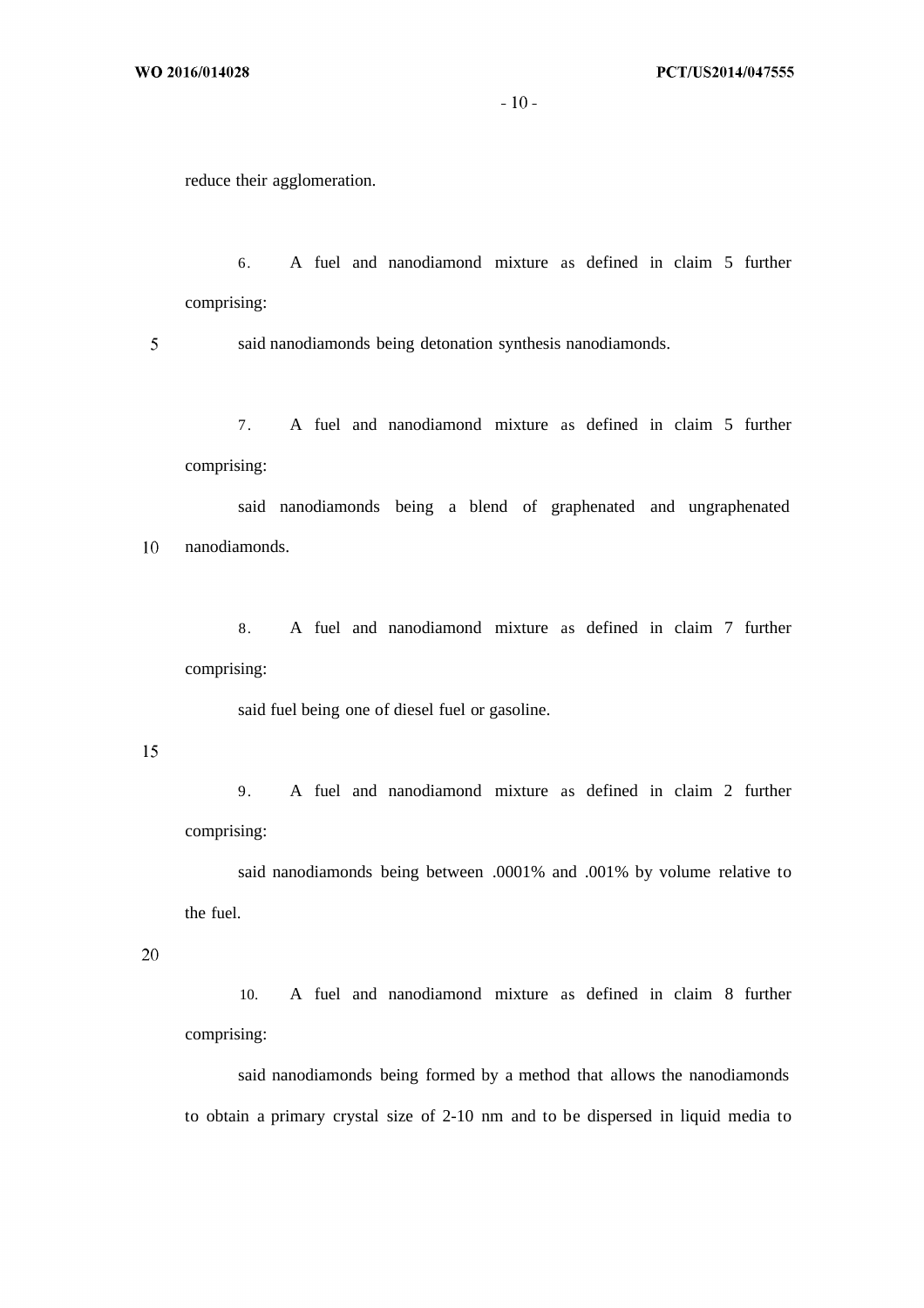reduce their agglomeration.

6. A fuel and nanodiamond mixture as defined in claim 5 further comprising:

said nanodiamonds being detonation synthesis nanodiamonds.

7. A fuel and nanodiamond mixture as defined in claim 5 further comprising:

said nanodiamonds being a blend of graphenated and ungraphenated nanodiamonds.

8. A fuel and nanodiamond mixture as defined in claim 7 further comprising:

said fuel being one of diesel fuel or gasoline.

9. A fuel and nanodiamond mixture as defined in claim 2 further comprising:

said nanodiamonds being between .0001% and .001% by volume relative to the fuel.

10. A fuel and nanodiamond mixture as defined in claim 8 further comprising:

said nanodiamonds being formed by a method that allows the nanodiamonds to obtain a primary crystal size of 2-10 nm and to be dispersed in liquid media to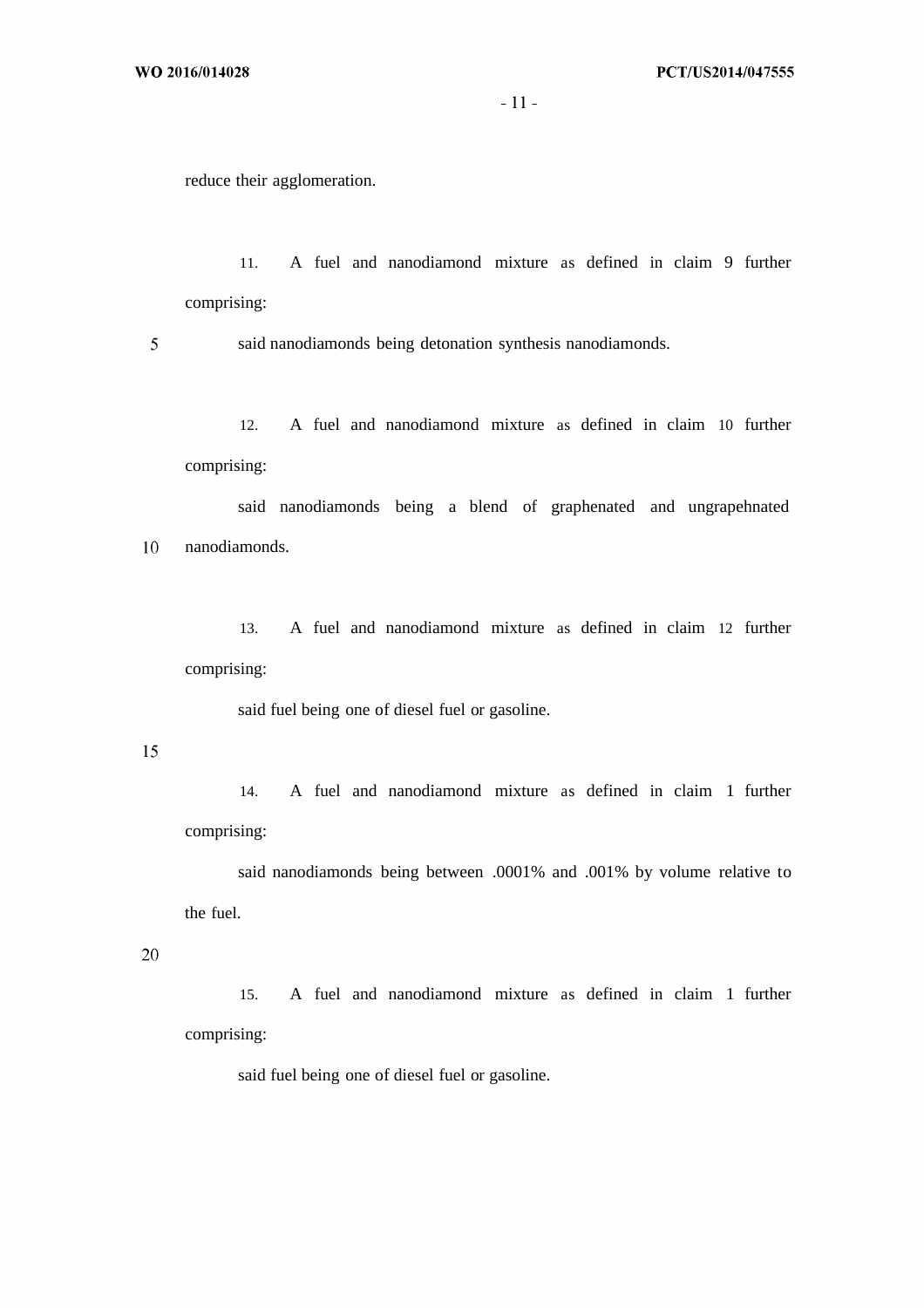reduce their agglomeration.

11. A fuel and nanodiamond mixture as defined in claim 9 further comprising:

said nanodiamonds being detonation synthesis nanodiamonds.

12. A fuel and nanodiamond mixture as defined in claim 10 further comprising:

said nanodiamonds being a blend of graphenated and ungrapehnated nanodiamonds.

13. A fuel and nanodiamond mixture as defined in claim 12 further comprising:

said fuel being one of diesel fuel or gasoline.

14. A fuel and nanodiamond mixture as defined in claim 1 further comprising:

said nanodiamonds being between .0001% and .001% by volume relative to the fuel.

15. A fuel and nanodiamond mixture as defined in claim 1 further comprising:

said fuel being one of diesel fuel or gasoline.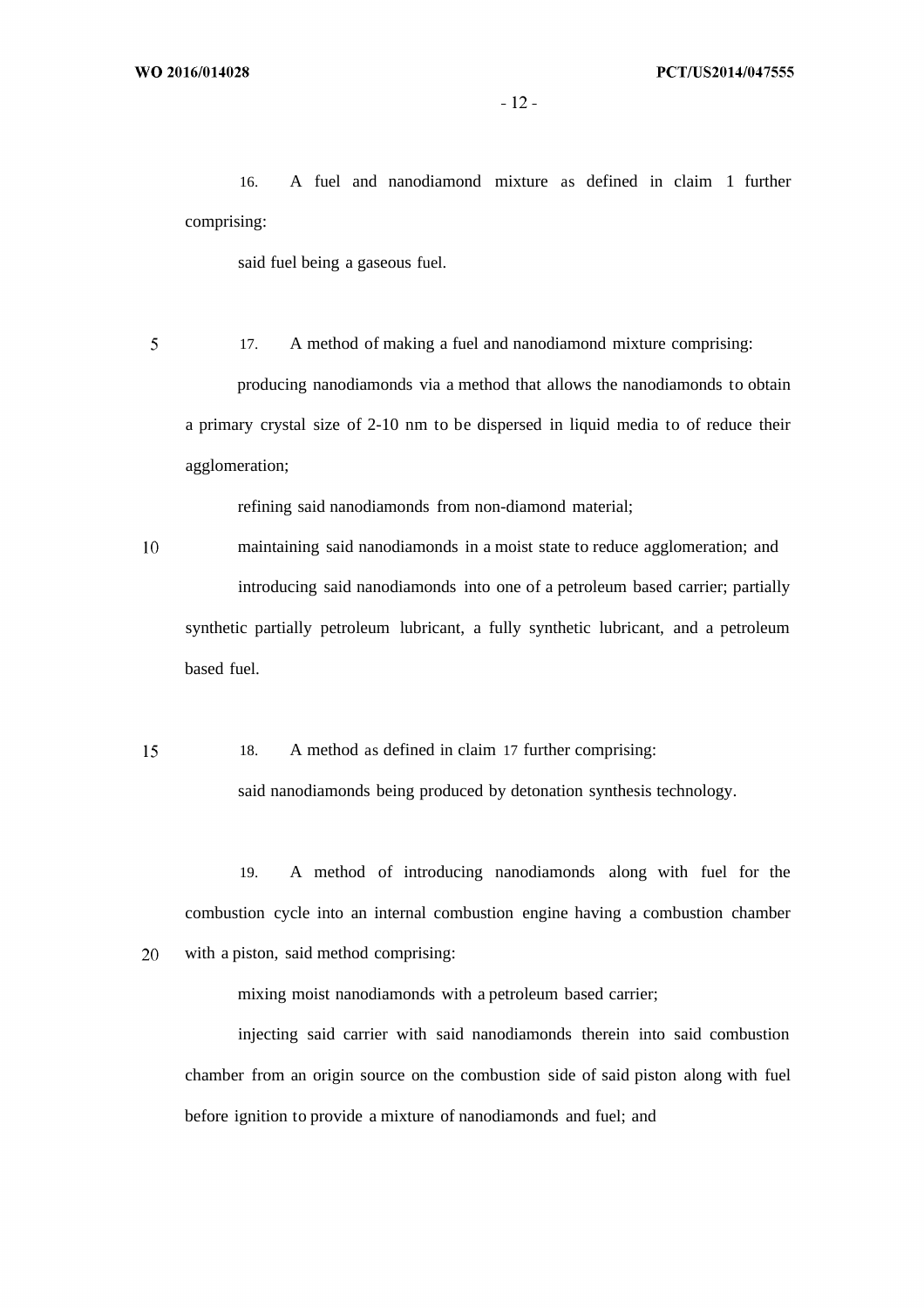16. A fuel and nanodiamond mixture as defined in claim 1 further comprising:

said fuel being a gaseous fuel.

17. A method of making a fuel and nanodiamond mixture comprising:

producing nanodiamonds via a method that allows the nanodiamonds to obtain a primary crystal size of 2-10 nm to be dispersed in liquid media to of reduce their agglomeration;

refining said nanodiamonds from non-diamond material;

maintaining said nanodiamonds in a moist state to reduce agglomeration; and

introducing said nanodiamonds into one of a petroleum based carrier; partially synthetic partially petroleum lubricant, a fully synthetic lubricant, and a petroleum based fuel.

18. A method as defined in claim 17 further comprising:

said nanodiamonds being produced by detonation synthesis technology.

19. A method of introducing nanodiamonds along with fuel for the combustion cycle into an internal combustion engine having a combustion chamber with a piston, said method comprising:

mixing moist nanodiamonds with a petroleum based carrier;

injecting said carrier with said nanodiamonds therein into said combustion chamber from an origin source on the combustion side of said piston along with fuel before ignition to provide a mixture of nanodiamonds and fuel; and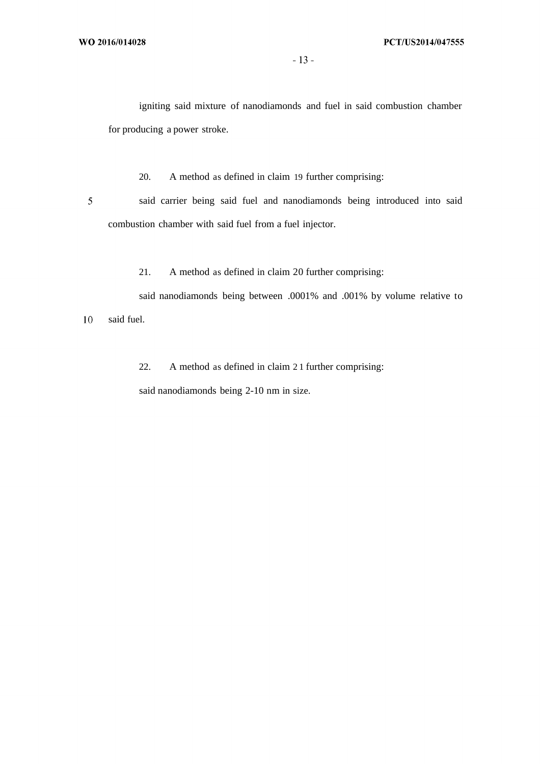igniting said mixture of nanodiamonds and fuel in said combustion chamber for producing a power stroke.

20. A method as defined in claim 19 further comprising:

said carrier being said fuel and nanodiamonds being introduced into said combustion chamber with said fuel from a fuel injector.

21. A method as defined in claim 20 further comprising:

said nanodiamonds being between .0001% and .001% by volume relative to said fuel.

22. A method as defined in claim 21 further comprising:

said nanodiamonds being 2-10 nm in size.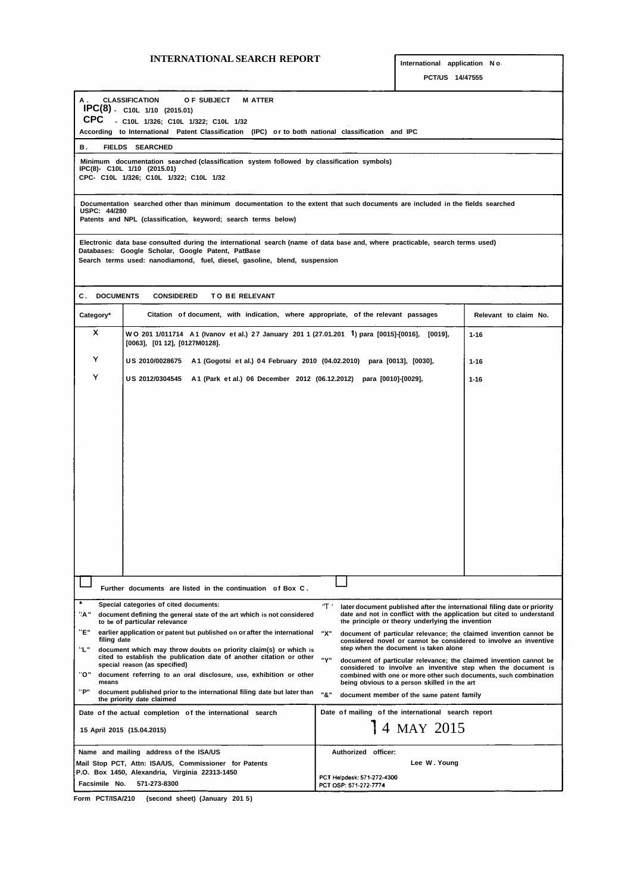# INTERNATIONAL SEARCH REPORT

International application No.
PCT/US 14/47555

**A. CLASSIFICATION OF SUBJECT MATTER**
IPC(8) - C10L 1/10 (2015.01)
CPC - C10L 1/326; C10L 1/322; C10L 1/32
According to International Patent Classification (IPC) or to both national classification and IPC

**B. FIELDS SEARCHED**

Minimum documentation searched (classification system followed by classification symbols)
IPC(8)- C10L 1/10 (2015.01)
CPC- C10L 1/326; C10L 1/322; C10L 1/32

Documentation searched other than minimum documentation to the extent that such documents are included in the fields searched
USPC: 44/280
Patents and NPL (classification, keyword; search terms below)

Electronic data base consulted during the international search (name of data base and, where practicable, search terms used)
Databases: Google Scholar, Google Patent, PatBase
Search terms used: nanodiamond, fuel, diesel, gasoline, blend, suspension

**C. DOCUMENTS CONSIDERED TO BE RELEVANT**

| Category* | Citation of document, with indication, where appropriate, of the relevant passages | Relevant to claim No. |
|---|---|---|
| X | WO 2011/011714 A1 (Ivanov et al.) 27 January 2011 (27.01.2011) para [0015]-[0016], [0019], [0063], [0112], [0127]-[0128]. | 1-16 |
| Y | US 2010/0028675 A1 (Gogotsi et al.) 04 February 2010 (04.02.2010) para [0013], [0030], | 1-16 |
| Y | US 2012/0304545 A1 (Park et al.) 06 December 2012 (06.12.2012) para [0010]-[0029], | 1-16 |

☐ Further documents are listed in the continuation of Box C. ☐

\* Special categories of cited documents:
"A" document defining the general state of the art which is not considered to be of particular relevance
"E" earlier application or patent but published on or after the international filing date
"L" document which may throw doubts on priority claim(s) or which is cited to establish the publication date of another citation or other special reason (as specified)
"O" document referring to an oral disclosure, use, exhibition or other means
"P" document published prior to the international filing date but later than the priority date claimed
"T" later document published after the international filing date or priority date and not in conflict with the application but cited to understand the principle or theory underlying the invention
"X" document of particular relevance; the claimed invention cannot be considered novel or cannot be considered to involve an inventive step when the document is taken alone
"Y" document of particular relevance; the claimed invention cannot be considered to involve an inventive step when the document is combined with one or more other such documents, such combination being obvious to a person skilled in the art
"&" document member of the same patent family

| Date of the actual completion of the international search | Date of mailing of the international search report |
|---|---|
| 15 April 2015 (15.04.2015) | 14 MAY 2015 |

| Name and mailing address of the ISA/US | Authorized officer: |
|---|---|
| Mail Stop PCT, Attn: ISA/US, Commissioner for Patents<br>P.O. Box 1450, Alexandria, Virginia 22313-1450<br>Facsimile No. 571-273-8300 | Lee W. Young<br>PCT Helpdesk: 571-272-4300<br>PCT OSP: 571-272-7774 |

Form PCT/ISA/210 (second sheet) (January 2015)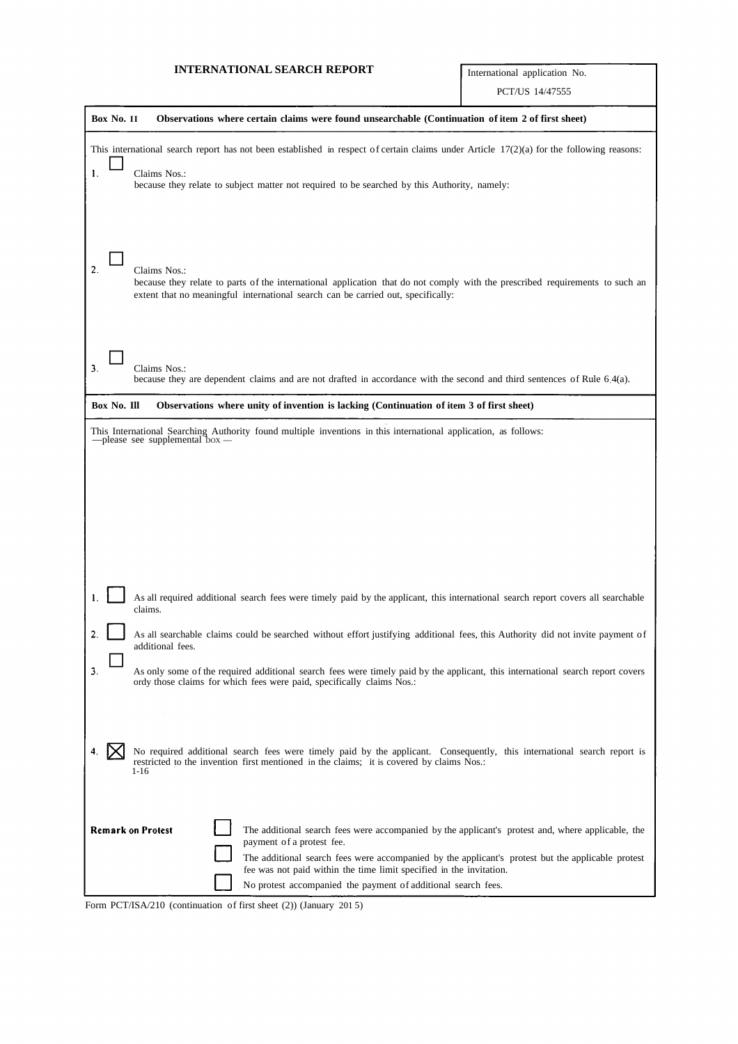## INTERNATIONAL SEARCH REPORT

International application No.
PCT/US 14/47555

### Box No. II Observations where certain claims were found unsearchable (Continuation of item 2 of first sheet)

This international search report has not been established in respect of certain claims under Article 17(2)(a) for the following reasons:

1. ☐ Claims Nos.:
   because they relate to subject matter not required to be searched by this Authority, namely:

2. ☐ Claims Nos.:
   because they relate to parts of the international application that do not comply with the prescribed requirements to such an extent that no meaningful international search can be carried out, specifically:

3. ☐ Claims Nos.:
   because they are dependent claims and are not drafted in accordance with the second and third sentences of Rule 6.4(a).

### Box No. III Observations where unity of invention is lacking (Continuation of item 3 of first sheet)

This International Searching Authority found multiple inventions in this international application, as follows:
—please see supplemental box —

1. ☐ As all required additional search fees were timely paid by the applicant, this international search report covers all searchable claims.

2. ☐ As all searchable claims could be searched without effort justifying additional fees, this Authority did not invite payment of additional fees.

3. ☐ As only some of the required additional search fees were timely paid by the applicant, this international search report covers ordy those claims for which fees were paid, specifically claims Nos.:

4. ☒ No required additional search fees were timely paid by the applicant. Consequently, this international search report is restricted to the invention first mentioned in the claims; it is covered by claims Nos.:
   1-16

**Remark on Protest**

☐ The additional search fees were accompanied by the applicant's protest and, where applicable, the payment of a protest fee.

☐ The additional search fees were accompanied by the applicant's protest but the applicable protest fee was not paid within the time limit specified in the invitation.

☐ No protest accompanied the payment of additional search fees.

Form PCT/ISA/210 (continuation of first sheet (2)) (January 2015)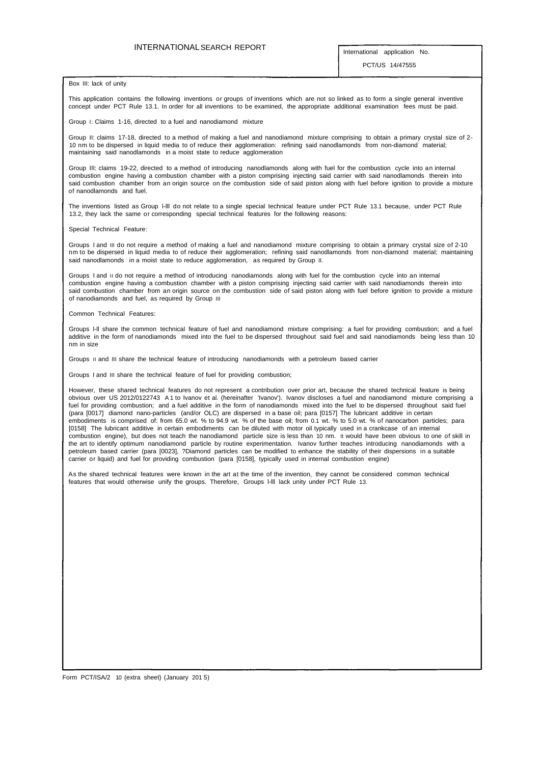# INTERNATIONAL SEARCH REPORT

International application No.

PCT/US 14/47555

Box III: lack of unity

This application contains the following inventions or groups of inventions which are not so linked as to form a single general inventive concept under PCT Rule 13.1. In order for all inventions to be examined, the appropriate additional examination fees must be paid.

Group I: Claims 1-16, directed to a fuel and nanodiamond mixture

Group II: claims 17-18, directed to a method of making a fuel and nanodiamond mixture comprising to obtain a primary crystal size of 2-10 nm to be dispersed in liquid media to of reduce their agglomeration: refining said nanodlamonds from non-diamond material; maintaining said nanodlamonds in a moist state to reduce agglomeration

Group III: claims 19-22, directed to a method of introducing nanodlamonds along with fuel for the combustion cycle into an internal combustion engine having a combustion chamber with a piston comprising injecting said carrier with said nanodlamonds therein into said combustion chamber from an origin source on the combustion side of said piston along with fuel before ignition to provide a mixture of nanodlamonds and fuel.

The inventions listed as Group I-III do not relate to a single special technical feature under PCT Rule 13.1 because, under PCT Rule 13.2, they lack the same or corresponding special technical features for the following reasons:

Special Technical Feature:

Groups I and III do not require a method of making a fuel and nanodiamond mixture comprising to obtain a primary crystal size of 2-10 nm to be dispersed in liquid media to of reduce their agglomeration; refining said nanodlamonds from non-diamond material; maintaining said nanodlamonds in a moist state to reduce agglomeration, as required by Group II.

Groups I and II do not require a method of introducing nanodiamonds along with fuel for the combustion cycle into an internal combustion engine having a combustion chamber with a piston comprising injecting said carrier with said nanodiamonds therein into said combustion chamber from an origin source on the combustion side of said piston along with fuel before ignition to provide a mixture of nanodiamonds and fuel, as required by Group III

Common Technical Features:

Groups I-II share the common technical feature of fuel and nanodiamond mixture comprising: a fuel for providing combustion; and a fuel additive in the form of nanodiamonds mixed into the fuel to be dispersed throughout said fuel and said nanodiamonds being less than 10 nm in size

Groups II and III share the technical feature of introducing nanodiamonds with a petroleum based carrier

Groups I and III share the technical feature of fuel for providing combustion;

However, these shared technical features do not represent a contribution over prior art, because the shared technical feature is being obvious over US 2012/0122743 A1 to Ivanov et al. (hereinafter 'Ivanov'). Ivanov discloses a fuel and nanodiamond mixture comprising a fuel for providing combustion; and a fuel additive in the form of nanodiamonds mixed into the fuel to be dispersed throughout said fuel (para [0017] diamond nano-particles (and/or OLC) are dispersed in a base oil; para [0157] The lubricant additive in certain embodiments is comprised of: from 65.0 wt. % to 94.9 wt. % of the base oil; from 0.1 wt. % to 5.0 wt. % of nanocarbon particles; para [0158] The lubricant additive in certain embodiments can be diluted with motor oil typically used in a crankcase of an internal combustion engine), but does not teach the nanodiamond particle size is less than 10 nm. It would have been obvious to one of skill in the art to identify optimum nanodiamond particle by routine experimentation. Ivanov further teaches introducing nanodiamonds with a petroleum based carrier (para [0023], ?Diamond particles can be modified to enhance the stability of their dispersions in a suitable carrier or liquid) and fuel for providing combustion (para [0158], typically used in internal combustion engine)

As the shared technical features were known in the art at the time of the invention, they cannot be considered common technical features that would otherwise unify the groups. Therefore, Groups I-III lack unity under PCT Rule 13.

Form PCT/ISA/210 (extra sheet) (January 2015)